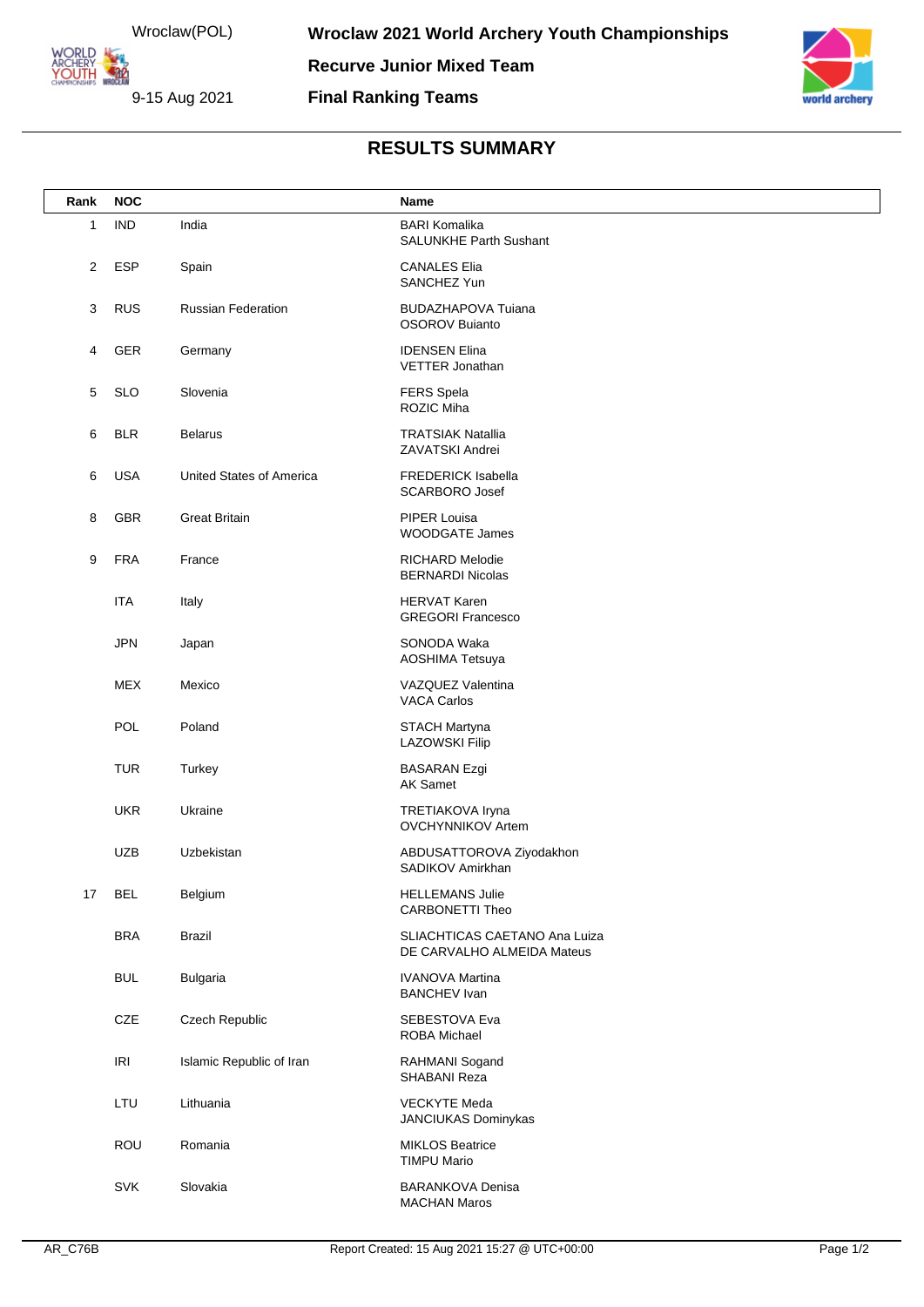Wroclaw(POL)

9-15 Aug 2021

# Wroclaw 2021 World Archery Youth Championships

## Recurve Junior Mixed Team

## Final Ranking Teams

## RESULTS SUMMARY

| Rank | NOC | | Name |
|---|---|---|---|
| 1 | IND | India | BARI Komalika<br>SALUNKHE Parth Sushant |
| 2 | ESP | Spain | CANALES Elia<br>SANCHEZ Yun |
| 3 | RUS | Russian Federation | BUDAZHAPOVA Tuiana<br>OSOROV Buianto |
| 4 | GER | Germany | IDENSEN Elina<br>VETTER Jonathan |
| 5 | SLO | Slovenia | FERS Spela<br>ROZIC Miha |
| 6 | BLR | Belarus | TRATSIAK Natallia<br>ZAVATSKI Andrei |
| 6 | USA | United States of America | FREDERICK Isabella<br>SCARBORO Josef |
| 8 | GBR | Great Britain | PIPER Louisa<br>WOODGATE James |
| 9 | FRA | France | RICHARD Melodie<br>BERNARDI Nicolas |
| | ITA | Italy | HERVAT Karen<br>GREGORI Francesco |
| | JPN | Japan | SONODA Waka<br>AOSHIMA Tetsuya |
| | MEX | Mexico | VAZQUEZ Valentina<br>VACA Carlos |
| | POL | Poland | STACH Martyna<br>LAZOWSKI Filip |
| | TUR | Turkey | BASARAN Ezgi<br>AK Samet |
| | UKR | Ukraine | TRETIAKOVA Iryna<br>OVCHYNNIKOV Artem |
| | UZB | Uzbekistan | ABDUSATTOROVA Ziyodakhon<br>SADIKOV Amirkhan |
| 17 | BEL | Belgium | HELLEMANS Julie<br>CARBONETTI Theo |
| | BRA | Brazil | SLIACHTICAS CAETANO Ana Luiza<br>DE CARVALHO ALMEIDA Mateus |
| | BUL | Bulgaria | IVANOVA Martina<br>BANCHEV Ivan |
| | CZE | Czech Republic | SEBESTOVA Eva<br>ROBA Michael |
| | IRI | Islamic Republic of Iran | RAHMANI Sogand<br>SHABANI Reza |
| | LTU | Lithuania | VECKYTE Meda<br>JANCIUKAS Dominykas |
| | ROU | Romania | MIKLOS Beatrice<br>TIMPU Mario |
| | SVK | Slovakia | BARANKOVA Denisa<br>MACHAN Maros |

AR_C76B Report Created: 15 Aug 2021 15:27 @ UTC+00:00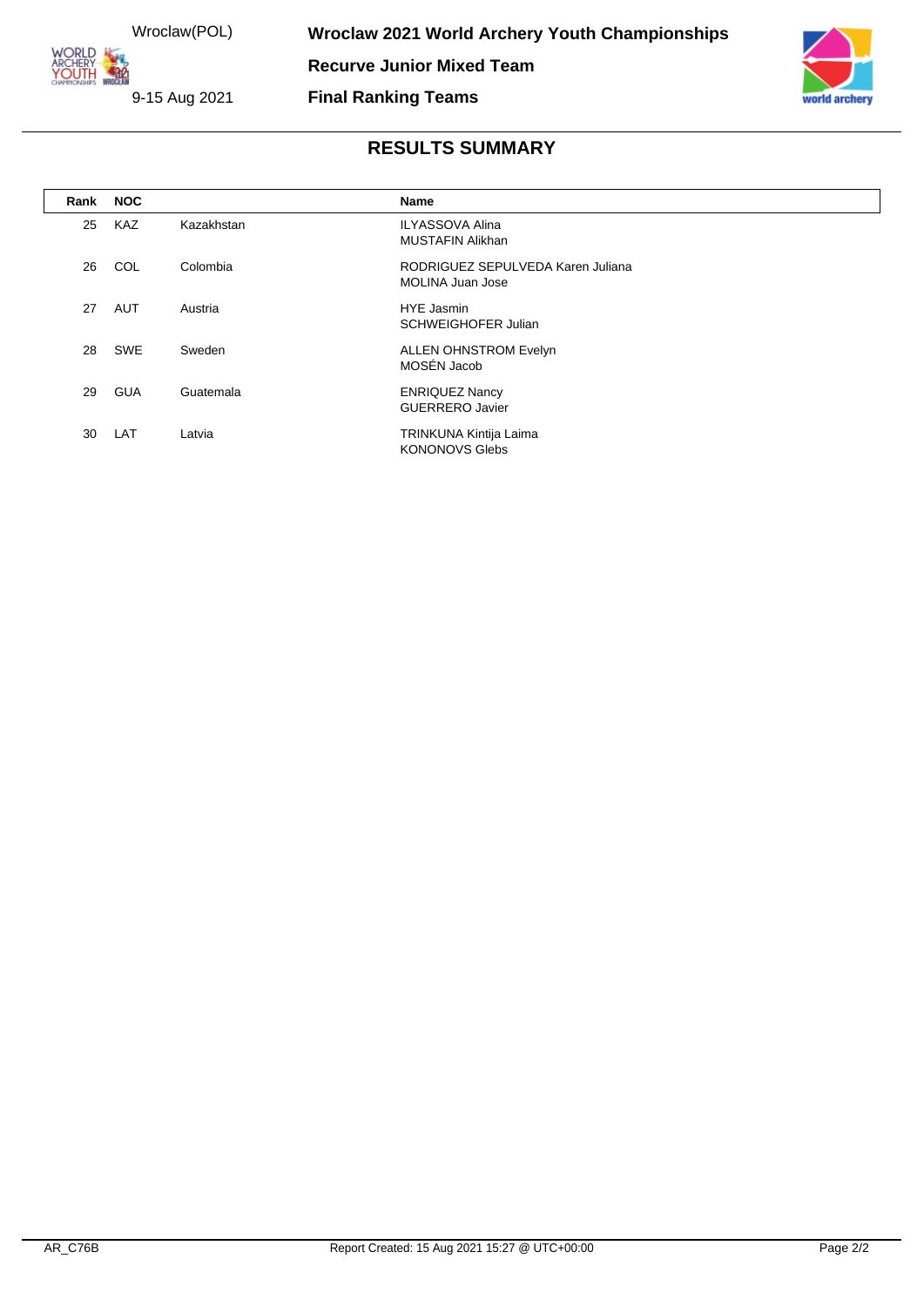Wroclaw(POL)

9-15 Aug 2021

**Wroclaw 2021 World Archery Youth Championships**

**Recurve Junior Mixed Team**

**Final Ranking Teams**

## RESULTS SUMMARY

| Rank | NOC | | Name |
|---|---|---|---|
| 25 | KAZ | Kazakhstan | ILYASSOVA Alina<br>MUSTAFIN Alikhan |
| 26 | COL | Colombia | RODRIGUEZ SEPULVEDA Karen Juliana<br>MOLINA Juan Jose |
| 27 | AUT | Austria | HYE Jasmin<br>SCHWEIGHOFER Julian |
| 28 | SWE | Sweden | ALLEN OHNSTROM Evelyn<br>MOSÉN Jacob |
| 29 | GUA | Guatemala | ENRIQUEZ Nancy<br>GUERRERO Javier |
| 30 | LAT | Latvia | TRINKUNA Kintija Laima<br>KONONOVS Glebs |

AR_C76B

Report Created: 15 Aug 2021 15:27 @ UTC+00:00